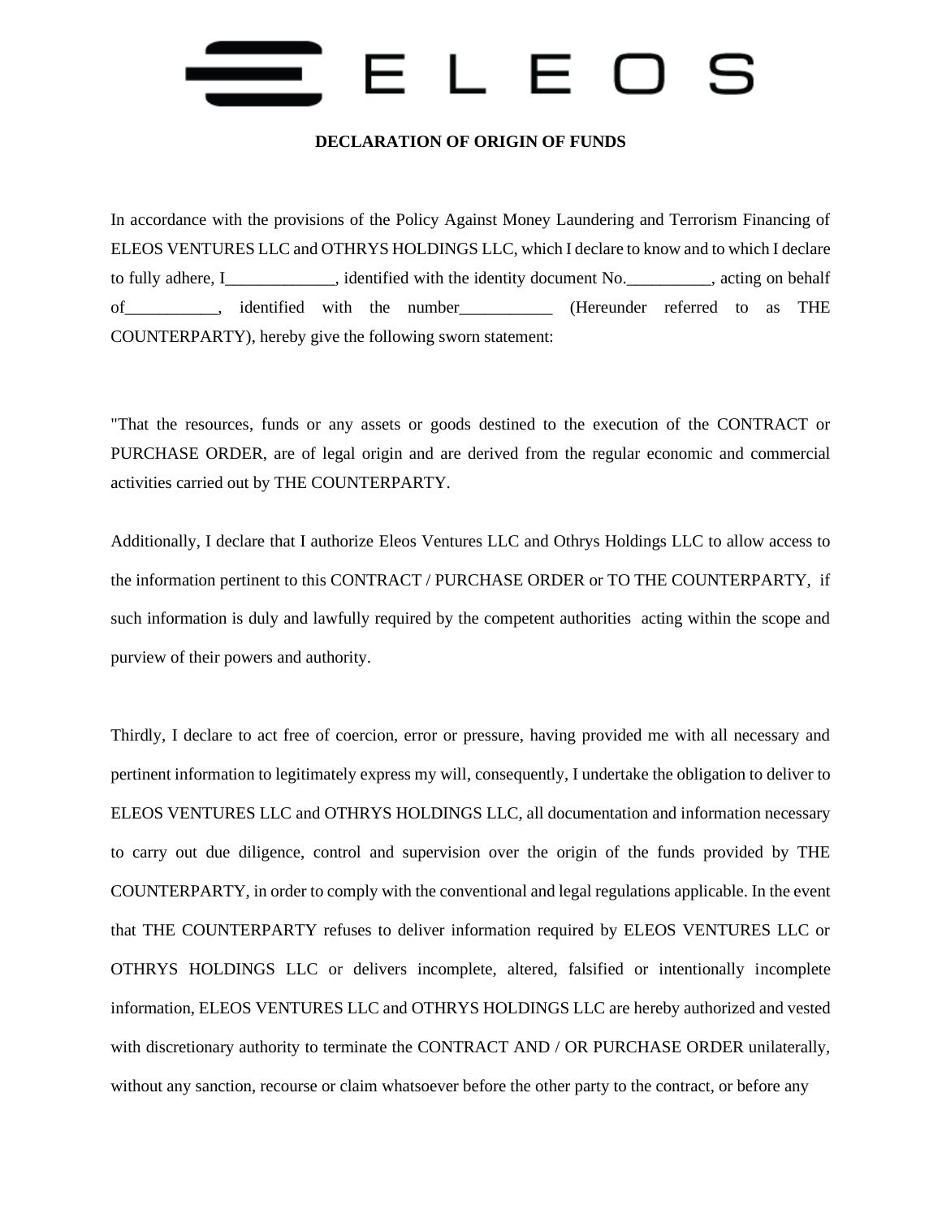ELEOS

**DECLARATION OF ORIGIN OF FUNDS**

In accordance with the provisions of the Policy Against Money Laundering and Terrorism Financing of ELEOS VENTURES LLC and OTHRYS HOLDINGS LLC, which I declare to know and to which I declare to fully adhere, I_____________, identified with the identity document No.__________, acting on behalf of___________, identified with the number___________ (Hereunder referred to as THE COUNTERPARTY), hereby give the following sworn statement:

"That the resources, funds or any assets or goods destined to the execution of the CONTRACT or PURCHASE ORDER, are of legal origin and are derived from the regular economic and commercial activities carried out by THE COUNTERPARTY.

Additionally, I declare that I authorize Eleos Ventures LLC and Othrys Holdings LLC to allow access to the information pertinent to this CONTRACT / PURCHASE ORDER or TO THE COUNTERPARTY, if such information is duly and lawfully required by the competent authorities acting within the scope and purview of their powers and authority.

Thirdly, I declare to act free of coercion, error or pressure, having provided me with all necessary and pertinent information to legitimately express my will, consequently, I undertake the obligation to deliver to ELEOS VENTURES LLC and OTHRYS HOLDINGS LLC, all documentation and information necessary to carry out due diligence, control and supervision over the origin of the funds provided by THE COUNTERPARTY, in order to comply with the conventional and legal regulations applicable. In the event that THE COUNTERPARTY refuses to deliver information required by ELEOS VENTURES LLC or OTHRYS HOLDINGS LLC or delivers incomplete, altered, falsified or intentionally incomplete information, ELEOS VENTURES LLC and OTHRYS HOLDINGS LLC are hereby authorized and vested with discretionary authority to terminate the CONTRACT AND / OR PURCHASE ORDER unilaterally, without any sanction, recourse or claim whatsoever before the other party to the contract, or before any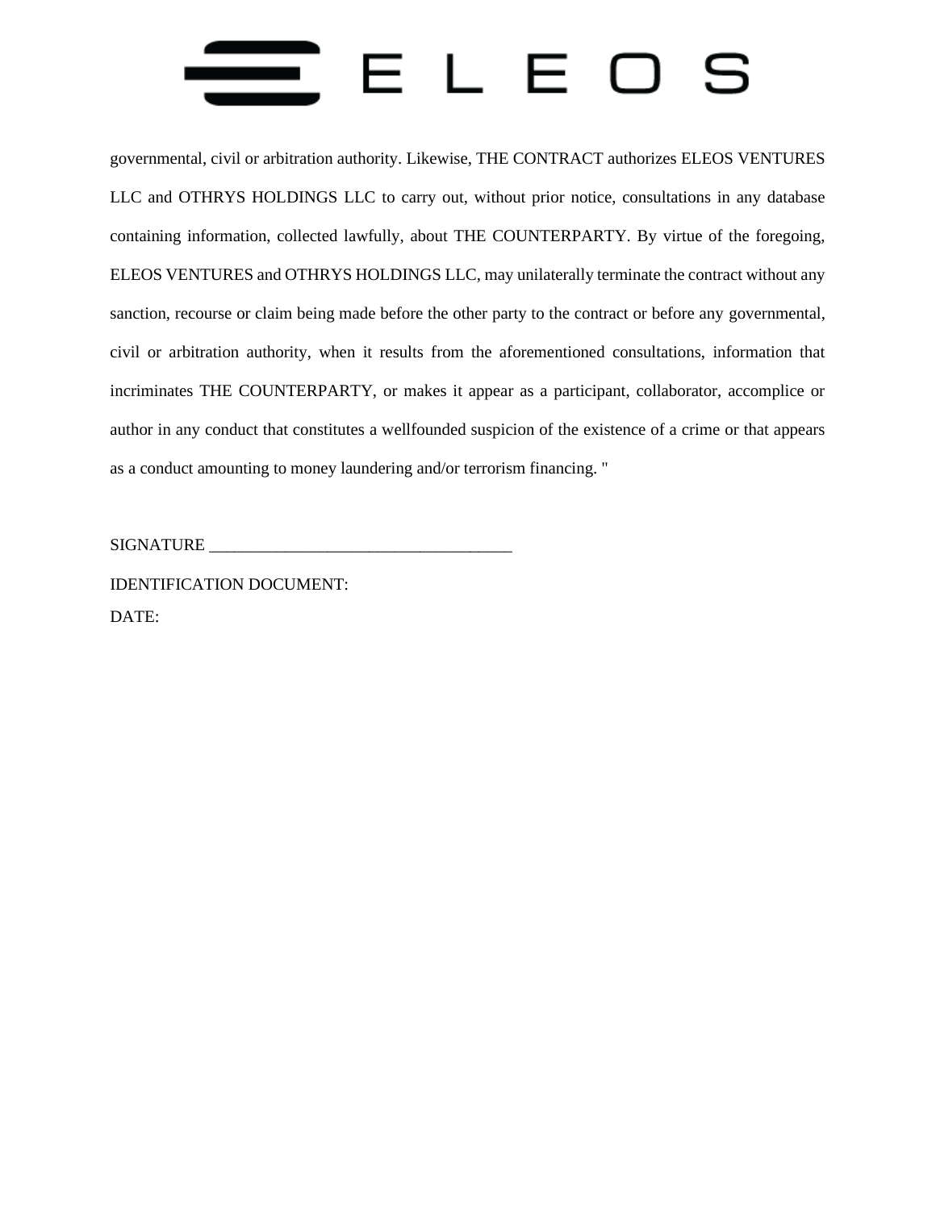governmental, civil or arbitration authority. Likewise, THE CONTRACT authorizes ELEOS VENTURES LLC and OTHRYS HOLDINGS LLC to carry out, without prior notice, consultations in any database containing information, collected lawfully, about THE COUNTERPARTY. By virtue of the foregoing, ELEOS VENTURES and OTHRYS HOLDINGS LLC, may unilaterally terminate the contract without any sanction, recourse or claim being made before the other party to the contract or before any governmental, civil or arbitration authority, when it results from the aforementioned consultations, information that incriminates THE COUNTERPARTY, or makes it appear as a participant, collaborator, accomplice or author in any conduct that constitutes a wellfounded suspicion of the existence of a crime or that appears as a conduct amounting to money laundering and/or terrorism financing. "

SIGNATURE ___________________________________

IDENTIFICATION DOCUMENT:

DATE: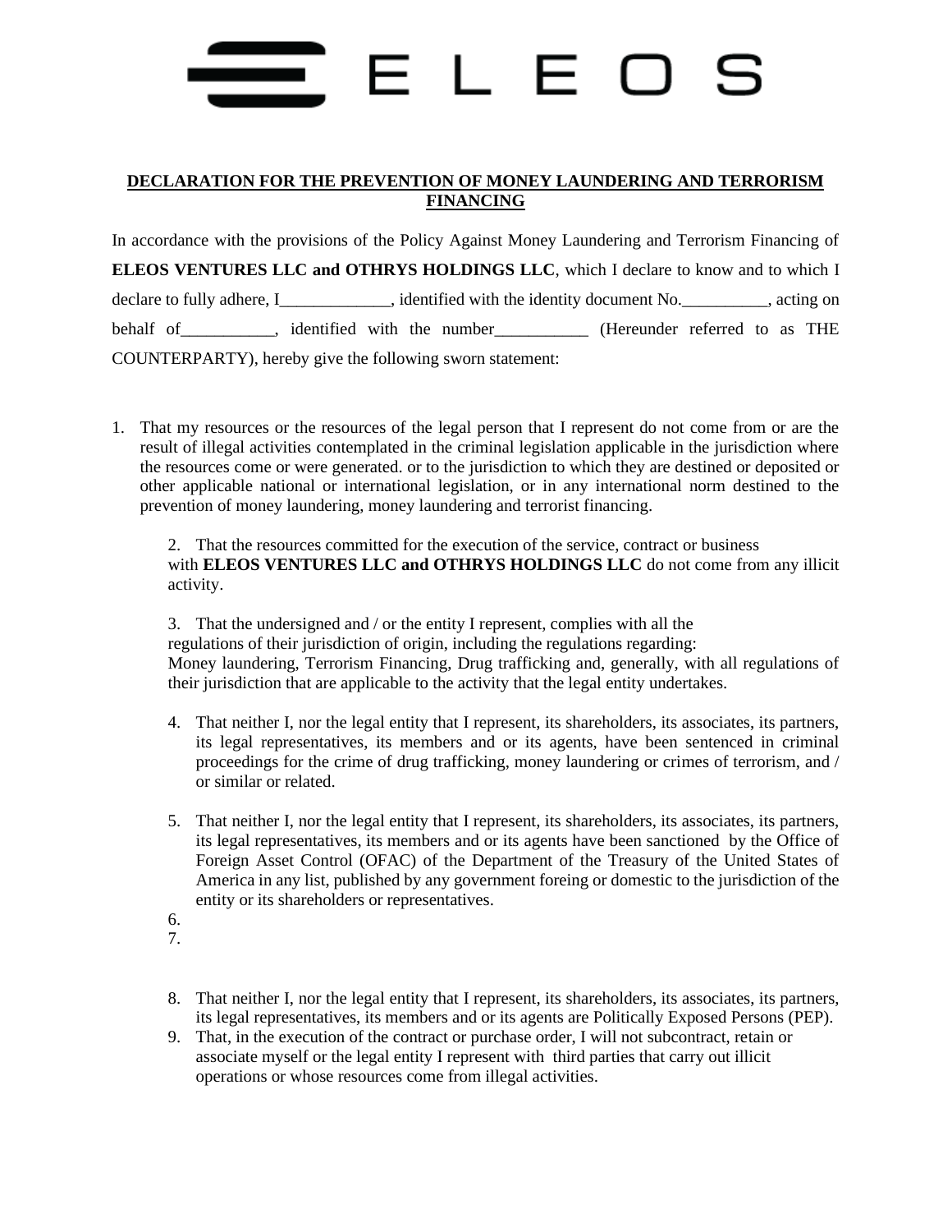**DECLARATION FOR THE PREVENTION OF MONEY LAUNDERING AND TERRORISM FINANCING**

In accordance with the provisions of the Policy Against Money Laundering and Terrorism Financing of **ELEOS VENTURES LLC and OTHRYS HOLDINGS LLC**, which I declare to know and to which I declare to fully adhere, I_____________, identified with the identity document No.__________, acting on behalf of___________, identified with the number___________ (Hereunder referred to as THE COUNTERPARTY), hereby give the following sworn statement:

1. That my resources or the resources of the legal person that I represent do not come from or are the result of illegal activities contemplated in the criminal legislation applicable in the jurisdiction where the resources come or were generated. or to the jurisdiction to which they are destined or deposited or other applicable national or international legislation, or in any international norm destined to the prevention of money laundering, money laundering and terrorist financing.

2. That the resources committed for the execution of the service, contract or business with **ELEOS VENTURES LLC and OTHRYS HOLDINGS LLC** do not come from any illicit activity.

3. That the undersigned and / or the entity I represent, complies with all the regulations of their jurisdiction of origin, including the regulations regarding: Money laundering, Terrorism Financing, Drug trafficking and, generally, with all regulations of their jurisdiction that are applicable to the activity that the legal entity undertakes.

4. That neither I, nor the legal entity that I represent, its shareholders, its associates, its partners, its legal representatives, its members and or its agents, have been sentenced in criminal proceedings for the crime of drug trafficking, money laundering or crimes of terrorism, and / or similar or related.

5. That neither I, nor the legal entity that I represent, its shareholders, its associates, its partners, its legal representatives, its members and or its agents have been sanctioned by the Office of Foreign Asset Control (OFAC) of the Department of the Treasury of the United States of America in any list, published by any government foreing or domestic to the jurisdiction of the entity or its shareholders or representatives.

6. 

7. 

8. That neither I, nor the legal entity that I represent, its shareholders, its associates, its partners, its legal representatives, its members and or its agents are Politically Exposed Persons (PEP).

9. That, in the execution of the contract or purchase order, I will not subcontract, retain or associate myself or the legal entity I represent with third parties that carry out illicit operations or whose resources come from illegal activities.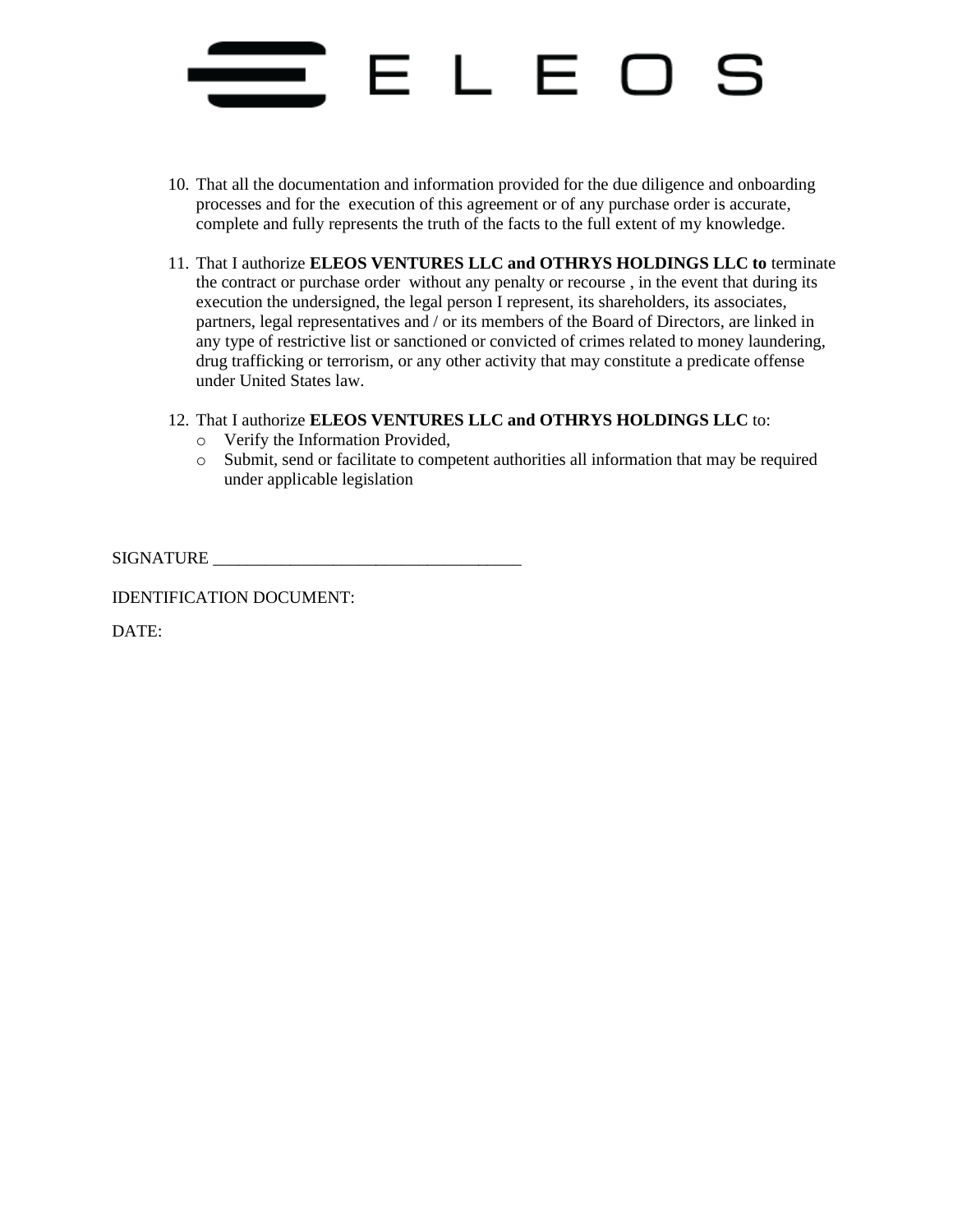10. That all the documentation and information provided for the due diligence and onboarding processes and for the execution of this agreement or of any purchase order is accurate, complete and fully represents the truth of the facts to the full extent of my knowledge.

11. That I authorize **ELEOS VENTURES LLC and OTHRYS HOLDINGS LLC to** terminate the contract or purchase order without any penalty or recourse , in the event that during its execution the undersigned, the legal person I represent, its shareholders, its associates, partners, legal representatives and / or its members of the Board of Directors, are linked in any type of restrictive list or sanctioned or convicted of crimes related to money laundering, drug trafficking or terrorism, or any other activity that may constitute a predicate offense under United States law.

12. That I authorize **ELEOS VENTURES LLC and OTHRYS HOLDINGS LLC** to:
    - Verify the Information Provided,
    - Submit, send or facilitate to competent authorities all information that may be required under applicable legislation

SIGNATURE ____________________________________

IDENTIFICATION DOCUMENT:

DATE: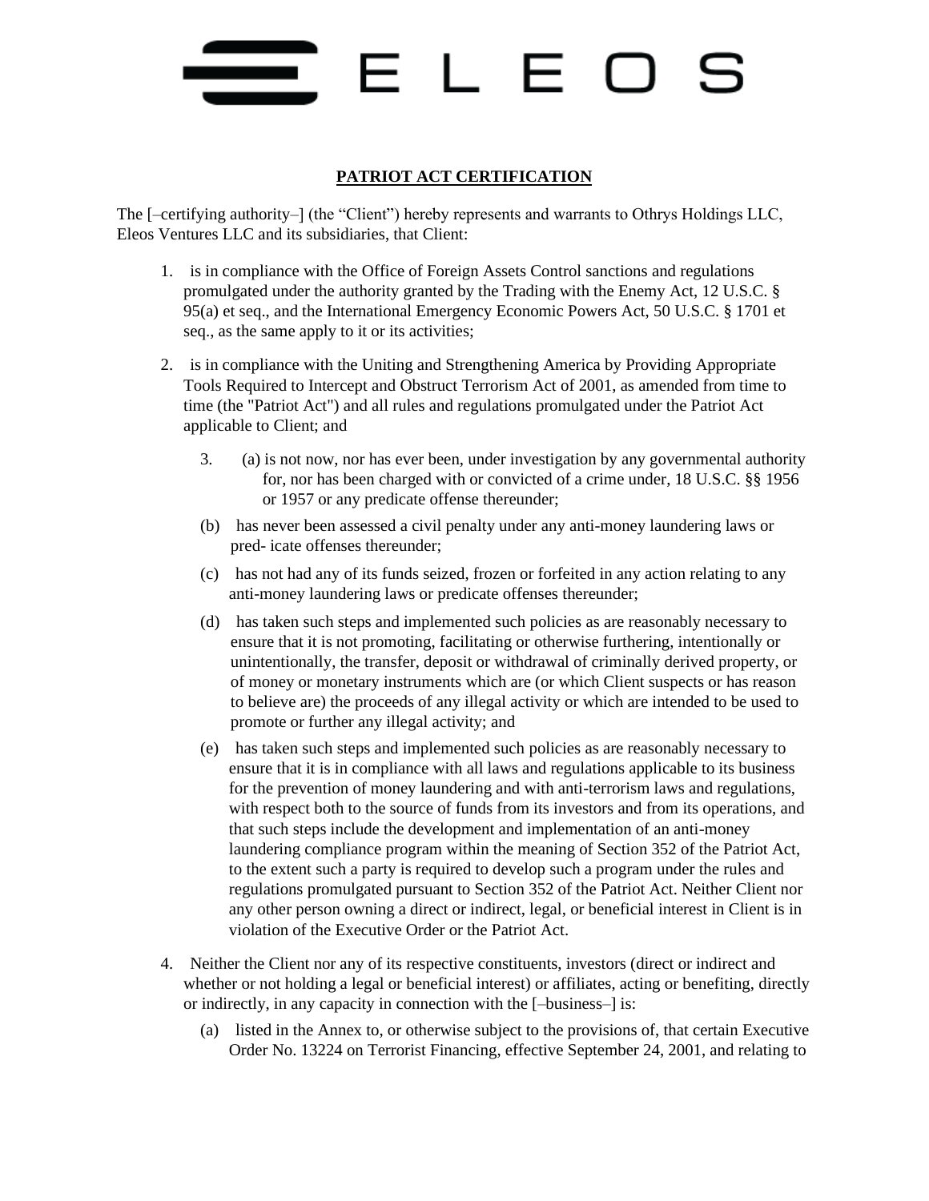# E L E O S

**PATRIOT ACT CERTIFICATION**

The [–certifying authority–] (the "Client") hereby represents and warrants to Othrys Holdings LLC, Eleos Ventures LLC and its subsidiaries, that Client:

1. is in compliance with the Office of Foreign Assets Control sanctions and regulations promulgated under the authority granted by the Trading with the Enemy Act, 12 U.S.C. § 95(a) et seq., and the International Emergency Economic Powers Act, 50 U.S.C. § 1701 et seq., as the same apply to it or its activities;

2. is in compliance with the Uniting and Strengthening America by Providing Appropriate Tools Required to Intercept and Obstruct Terrorism Act of 2001, as amended from time to time (the "Patriot Act") and all rules and regulations promulgated under the Patriot Act applicable to Client; and

3. (a) is not now, nor has ever been, under investigation by any governmental authority for, nor has been charged with or convicted of a crime under, 18 U.S.C. §§ 1956 or 1957 or any predicate offense thereunder;

   (b) has never been assessed a civil penalty under any anti-money laundering laws or pred- icate offenses thereunder;

   (c) has not had any of its funds seized, frozen or forfeited in any action relating to any anti-money laundering laws or predicate offenses thereunder;

   (d) has taken such steps and implemented such policies as are reasonably necessary to ensure that it is not promoting, facilitating or otherwise furthering, intentionally or unintentionally, the transfer, deposit or withdrawal of criminally derived property, or of money or monetary instruments which are (or which Client suspects or has reason to believe are) the proceeds of any illegal activity or which are intended to be used to promote or further any illegal activity; and

   (e) has taken such steps and implemented such policies as are reasonably necessary to ensure that it is in compliance with all laws and regulations applicable to its business for the prevention of money laundering and with anti-terrorism laws and regulations, with respect both to the source of funds from its investors and from its operations, and that such steps include the development and implementation of an anti-money laundering compliance program within the meaning of Section 352 of the Patriot Act, to the extent such a party is required to develop such a program under the rules and regulations promulgated pursuant to Section 352 of the Patriot Act. Neither Client nor any other person owning a direct or indirect, legal, or beneficial interest in Client is in violation of the Executive Order or the Patriot Act.

4. Neither the Client nor any of its respective constituents, investors (direct or indirect and whether or not holding a legal or beneficial interest) or affiliates, acting or benefiting, directly or indirectly, in any capacity in connection with the [–business–] is:

   (a) listed in the Annex to, or otherwise subject to the provisions of, that certain Executive Order No. 13224 on Terrorist Financing, effective September 24, 2001, and relating to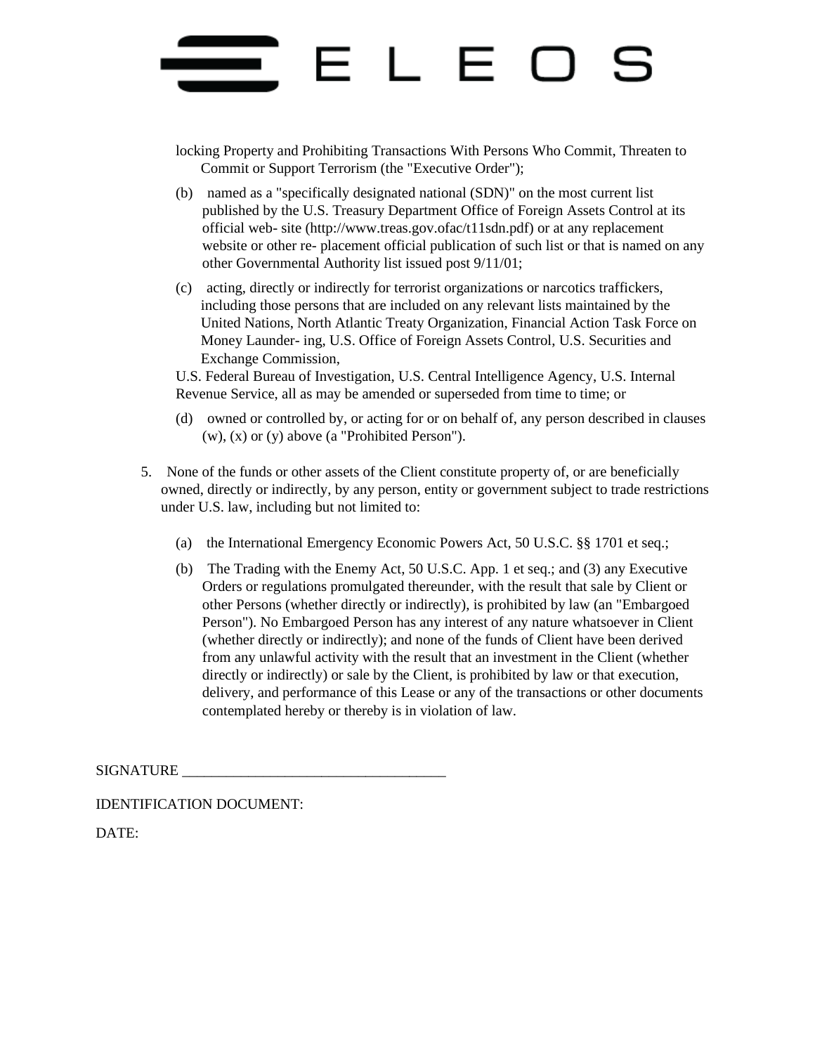locking Property and Prohibiting Transactions With Persons Who Commit, Threaten to Commit or Support Terrorism (the "Executive Order");

(b) named as a "specifically designated national (SDN)" on the most current list published by the U.S. Treasury Department Office of Foreign Assets Control at its official web- site (http://www.treas.gov.ofac/t11sdn.pdf) or at any replacement website or other re- placement official publication of such list or that is named on any other Governmental Authority list issued post 9/11/01;

(c) acting, directly or indirectly for terrorist organizations or narcotics traffickers, including those persons that are included on any relevant lists maintained by the United Nations, North Atlantic Treaty Organization, Financial Action Task Force on Money Launder- ing, U.S. Office of Foreign Assets Control, U.S. Securities and Exchange Commission,

U.S. Federal Bureau of Investigation, U.S. Central Intelligence Agency, U.S. Internal Revenue Service, all as may be amended or superseded from time to time; or

(d) owned or controlled by, or acting for or on behalf of, any person described in clauses (w), (x) or (y) above (a "Prohibited Person").

5. None of the funds or other assets of the Client constitute property of, or are beneficially owned, directly or indirectly, by any person, entity or government subject to trade restrictions under U.S. law, including but not limited to:

   (a) the International Emergency Economic Powers Act, 50 U.S.C. §§ 1701 et seq.;

   (b) The Trading with the Enemy Act, 50 U.S.C. App. 1 et seq.; and (3) any Executive Orders or regulations promulgated thereunder, with the result that sale by Client or other Persons (whether directly or indirectly), is prohibited by law (an "Embargoed Person"). No Embargoed Person has any interest of any nature whatsoever in Client (whether directly or indirectly); and none of the funds of Client have been derived from any unlawful activity with the result that an investment in the Client (whether directly or indirectly) or sale by the Client, is prohibited by law or that execution, delivery, and performance of this Lease or any of the transactions or other documents contemplated hereby or thereby is in violation of law.

SIGNATURE ____________________________________

IDENTIFICATION DOCUMENT:

DATE: